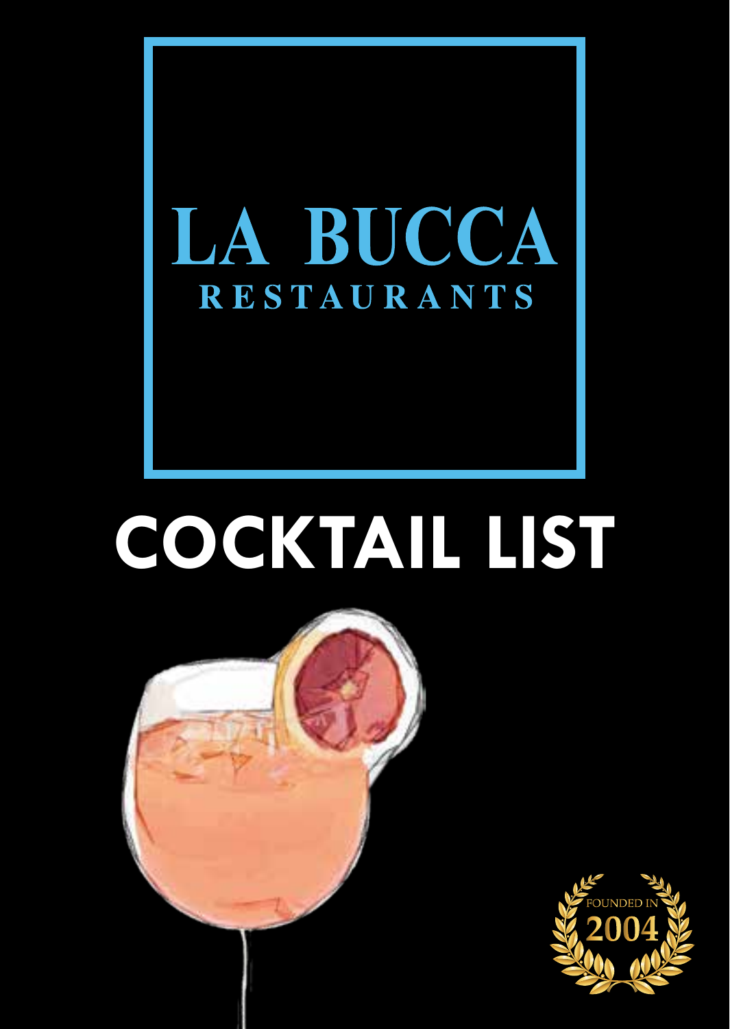# LA BUCCA
## RESTAURANTS

# COCKTAIL LIST

FOUNDED IN 2004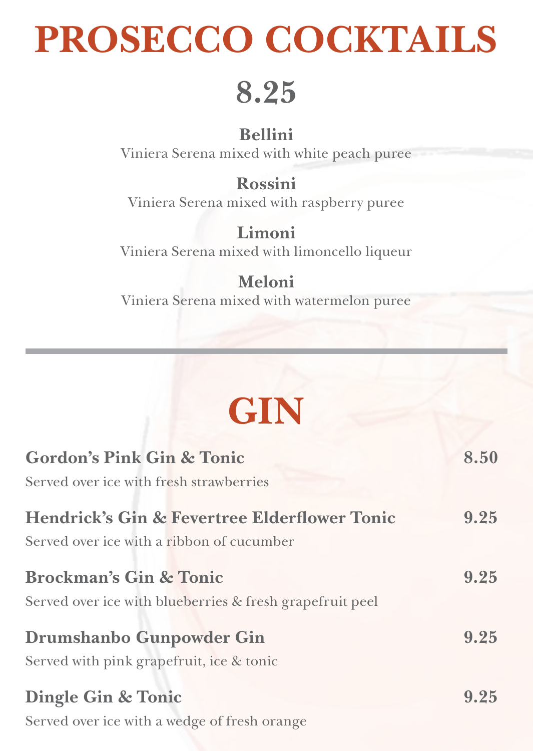# PROSECCO COCKTAILS

## 8.25

**Bellini**
Viniera Serena mixed with white peach puree

**Rossini**
Viniera Serena mixed with raspberry puree

**Limoni**
Viniera Serena mixed with limoncello liqueur

**Meloni**
Viniera Serena mixed with watermelon puree

---

# GIN

**Gordon's Pink Gin & Tonic** **8.50**
Served over ice with fresh strawberries

**Hendrick's Gin & Fevertree Elderflower Tonic** **9.25**
Served over ice with a ribbon of cucumber

**Brockman's Gin & Tonic** **9.25**
Served over ice with blueberries & fresh grapefruit peel

**Drumshanbo Gunpowder Gin** **9.25**
Served with pink grapefruit, ice & tonic

**Dingle Gin & Tonic** **9.25**
Served over ice with a wedge of fresh orange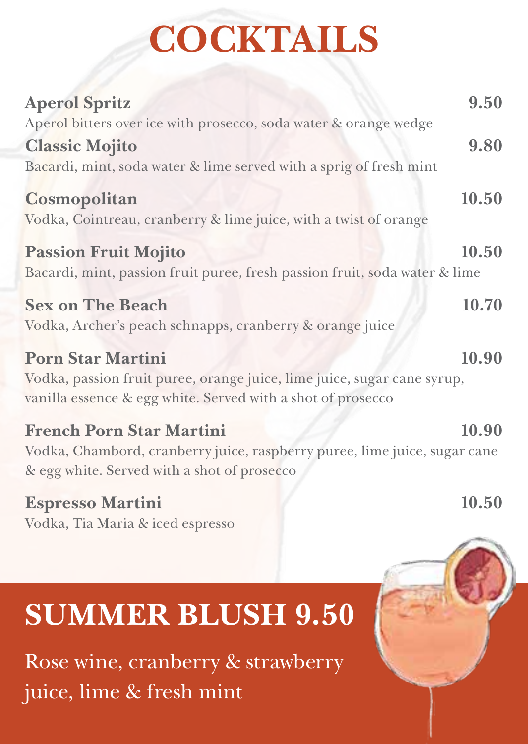# COCKTAILS

**Aperol Spritz** **9.50**
Aperol bitters over ice with prosecco, soda water & orange wedge

**Classic Mojito** **9.80**
Bacardi, mint, soda water & lime served with a sprig of fresh mint

**Cosmopolitan** **10.50**
Vodka, Cointreau, cranberry & lime juice, with a twist of orange

**Passion Fruit Mojito** **10.50**
Bacardi, mint, passion fruit puree, fresh passion fruit, soda water & lime

**Sex on The Beach** **10.70**
Vodka, Archer's peach schnapps, cranberry & orange juice

**Porn Star Martini** **10.90**
Vodka, passion fruit puree, orange juice, lime juice, sugar cane syrup, vanilla essence & egg white. Served with a shot of prosecco

**French Porn Star Martini** **10.90**
Vodka, Chambord, cranberry juice, raspberry puree, lime juice, sugar cane & egg white. Served with a shot of prosecco

**Espresso Martini** **10.50**
Vodka, Tia Maria & iced espresso

## SUMMER BLUSH 9.50

Rose wine, cranberry & strawberry juice, lime & fresh mint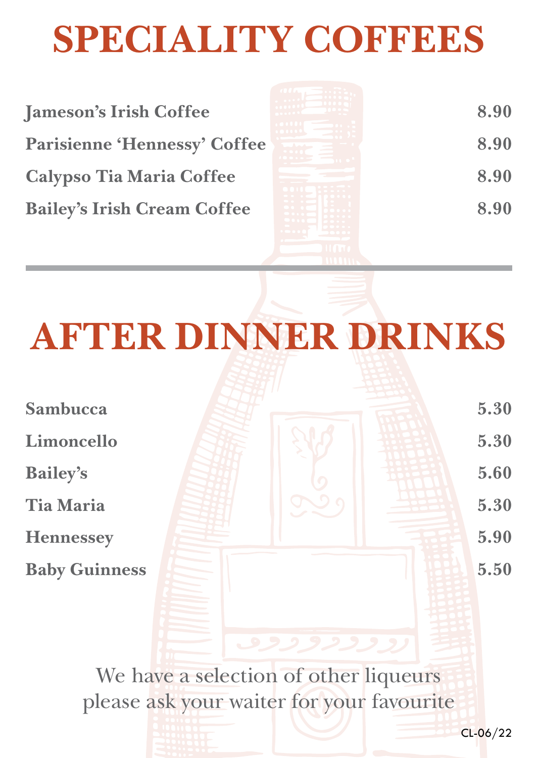# SPECIALITY COFFEES

| | |
|---|---|
| **Jameson's Irish Coffee** | **8.90** |
| **Parisienne 'Hennessy' Coffee** | **8.90** |
| **Calypso Tia Maria Coffee** | **8.90** |
| **Bailey's Irish Cream Coffee** | **8.90** |

# AFTER DINNER DRINKS

| | |
|---|---|
| **Sambucca** | **5.30** |
| **Limoncello** | **5.30** |
| **Bailey's** | **5.60** |
| **Tia Maria** | **5.30** |
| **Hennessey** | **5.90** |
| **Baby Guinness** | **5.50** |

We have a selection of other liqueurs
please ask your waiter for your favourite

CL-06/22